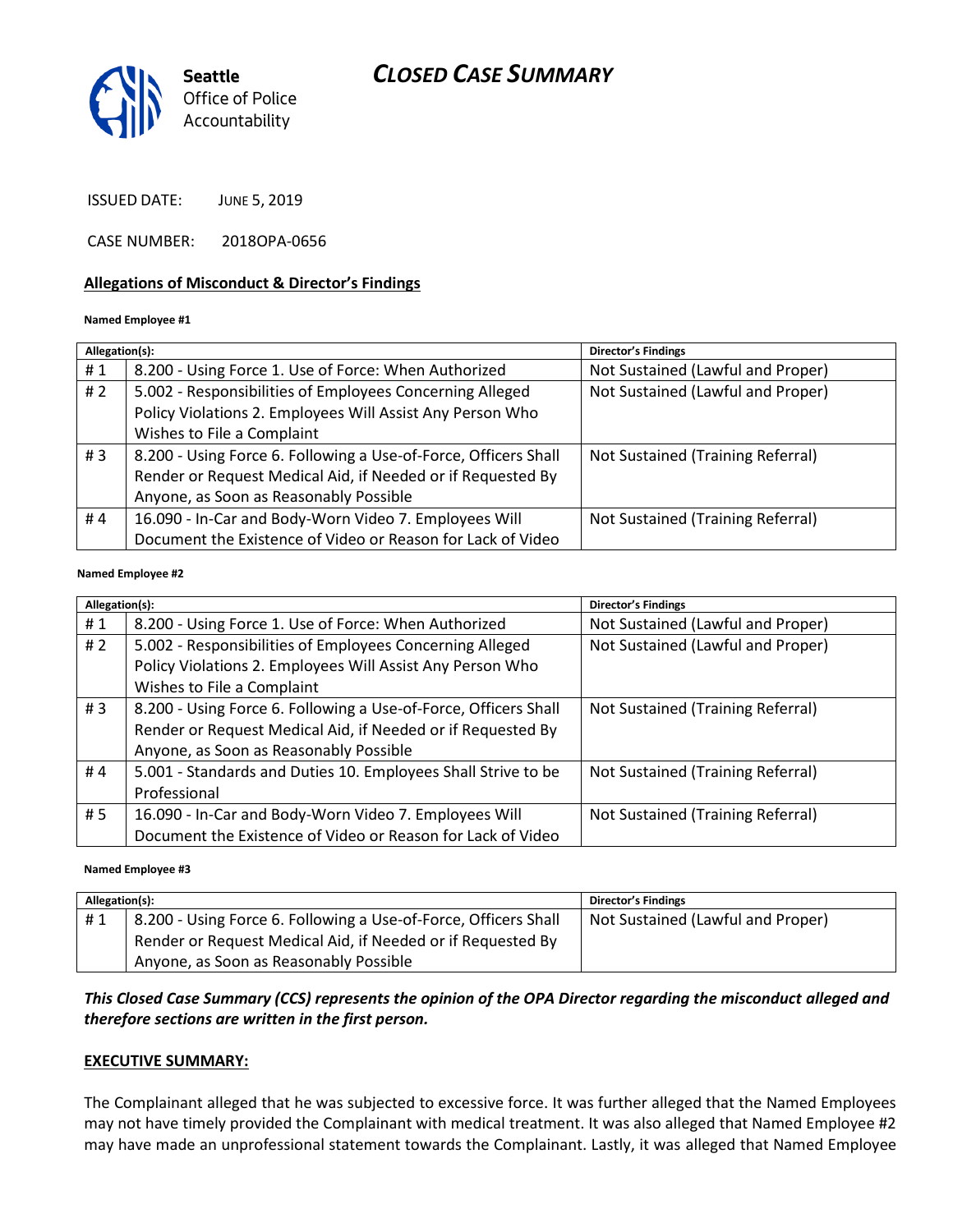Seattle Office of Police Accountability

# CLOSED CASE SUMMARY

ISSUED DATE: JUNE 5, 2019

CASE NUMBER: 2018OPA-0656

## Allegations of Misconduct & Director's Findings

**Named Employee #1**

| Allegation(s): | | Director's Findings |
|---|---|---|
| # 1 | 8.200 - Using Force 1. Use of Force: When Authorized | Not Sustained (Lawful and Proper) |
| # 2 | 5.002 - Responsibilities of Employees Concerning Alleged Policy Violations 2. Employees Will Assist Any Person Who Wishes to File a Complaint | Not Sustained (Lawful and Proper) |
| # 3 | 8.200 - Using Force 6. Following a Use-of-Force, Officers Shall Render or Request Medical Aid, if Needed or if Requested By Anyone, as Soon as Reasonably Possible | Not Sustained (Training Referral) |
| # 4 | 16.090 - In-Car and Body-Worn Video 7. Employees Will Document the Existence of Video or Reason for Lack of Video | Not Sustained (Training Referral) |

**Named Employee #2**

| Allegation(s): | | Director's Findings |
|---|---|---|
| # 1 | 8.200 - Using Force 1. Use of Force: When Authorized | Not Sustained (Lawful and Proper) |
| # 2 | 5.002 - Responsibilities of Employees Concerning Alleged Policy Violations 2. Employees Will Assist Any Person Who Wishes to File a Complaint | Not Sustained (Lawful and Proper) |
| # 3 | 8.200 - Using Force 6. Following a Use-of-Force, Officers Shall Render or Request Medical Aid, if Needed or if Requested By Anyone, as Soon as Reasonably Possible | Not Sustained (Training Referral) |
| # 4 | 5.001 - Standards and Duties 10. Employees Shall Strive to be Professional | Not Sustained (Training Referral) |
| # 5 | 16.090 - In-Car and Body-Worn Video 7. Employees Will Document the Existence of Video or Reason for Lack of Video | Not Sustained (Training Referral) |

**Named Employee #3**

| Allegation(s): | | Director's Findings |
|---|---|---|
| # 1 | 8.200 - Using Force 6. Following a Use-of-Force, Officers Shall Render or Request Medical Aid, if Needed or if Requested By Anyone, as Soon as Reasonably Possible | Not Sustained (Lawful and Proper) |

***This Closed Case Summary (CCS) represents the opinion of the OPA Director regarding the misconduct alleged and therefore sections are written in the first person.***

## EXECUTIVE SUMMARY:

The Complainant alleged that he was subjected to excessive force. It was further alleged that the Named Employees may not have timely provided the Complainant with medical treatment. It was also alleged that Named Employee #2 may have made an unprofessional statement towards the Complainant. Lastly, it was alleged that Named Employee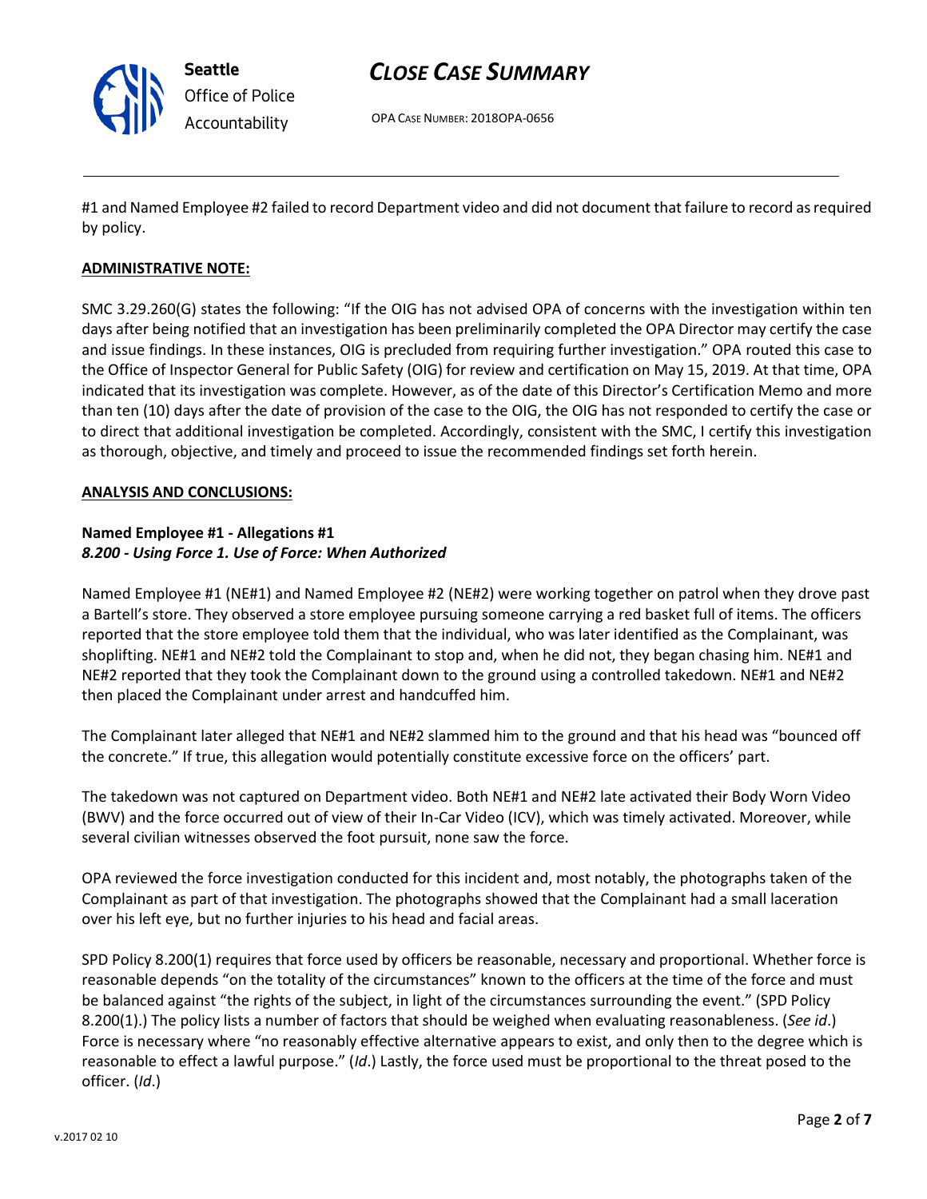#1 and Named Employee #2 failed to record Department video and did not document that failure to record as required by policy.

**ADMINISTRATIVE NOTE:**

SMC 3.29.260(G) states the following: "If the OIG has not advised OPA of concerns with the investigation within ten days after being notified that an investigation has been preliminarily completed the OPA Director may certify the case and issue findings. In these instances, OIG is precluded from requiring further investigation." OPA routed this case to the Office of Inspector General for Public Safety (OIG) for review and certification on May 15, 2019. At that time, OPA indicated that its investigation was complete. However, as of the date of this Director's Certification Memo and more than ten (10) days after the date of provision of the case to the OIG, the OIG has not responded to certify the case or to direct that additional investigation be completed. Accordingly, consistent with the SMC, I certify this investigation as thorough, objective, and timely and proceed to issue the recommended findings set forth herein.

**ANALYSIS AND CONCLUSIONS:**

**Named Employee #1 - Allegations #1**
***8.200 - Using Force 1. Use of Force: When Authorized***

Named Employee #1 (NE#1) and Named Employee #2 (NE#2) were working together on patrol when they drove past a Bartell's store. They observed a store employee pursuing someone carrying a red basket full of items. The officers reported that the store employee told them that the individual, who was later identified as the Complainant, was shoplifting. NE#1 and NE#2 told the Complainant to stop and, when he did not, they began chasing him. NE#1 and NE#2 reported that they took the Complainant down to the ground using a controlled takedown. NE#1 and NE#2 then placed the Complainant under arrest and handcuffed him.

The Complainant later alleged that NE#1 and NE#2 slammed him to the ground and that his head was "bounced off the concrete." If true, this allegation would potentially constitute excessive force on the officers' part.

The takedown was not captured on Department video. Both NE#1 and NE#2 late activated their Body Worn Video (BWV) and the force occurred out of view of their In-Car Video (ICV), which was timely activated. Moreover, while several civilian witnesses observed the foot pursuit, none saw the force.

OPA reviewed the force investigation conducted for this incident and, most notably, the photographs taken of the Complainant as part of that investigation. The photographs showed that the Complainant had a small laceration over his left eye, but no further injuries to his head and facial areas.

SPD Policy 8.200(1) requires that force used by officers be reasonable, necessary and proportional. Whether force is reasonable depends "on the totality of the circumstances" known to the officers at the time of the force and must be balanced against "the rights of the subject, in light of the circumstances surrounding the event." (SPD Policy 8.200(1).) The policy lists a number of factors that should be weighed when evaluating reasonableness. (*See id*.) Force is necessary where "no reasonably effective alternative appears to exist, and only then to the degree which is reasonable to effect a lawful purpose." (*Id*.) Lastly, the force used must be proportional to the threat posed to the officer. (*Id*.)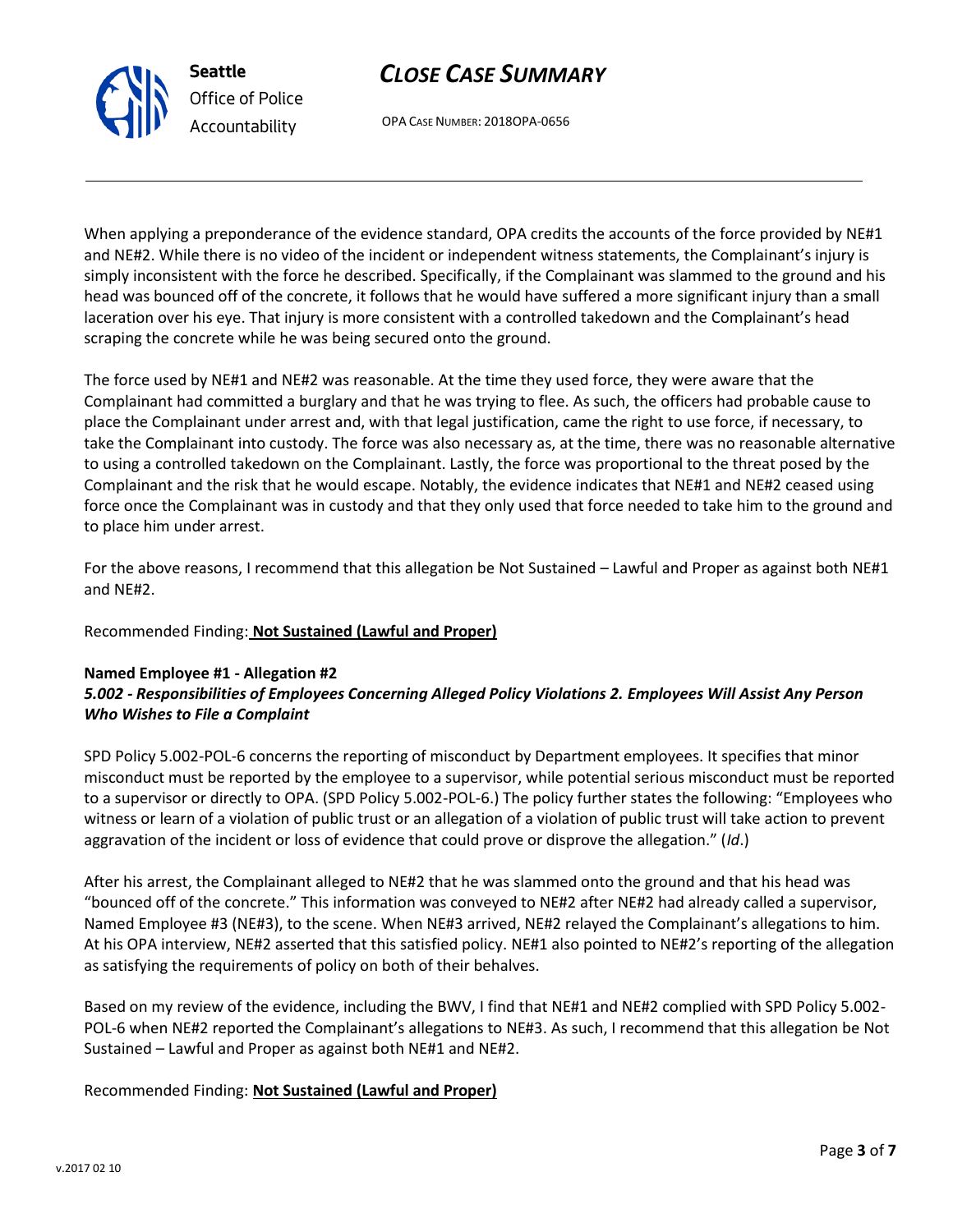When applying a preponderance of the evidence standard, OPA credits the accounts of the force provided by NE#1 and NE#2. While there is no video of the incident or independent witness statements, the Complainant's injury is simply inconsistent with the force he described. Specifically, if the Complainant was slammed to the ground and his head was bounced off of the concrete, it follows that he would have suffered a more significant injury than a small laceration over his eye. That injury is more consistent with a controlled takedown and the Complainant's head scraping the concrete while he was being secured onto the ground.

The force used by NE#1 and NE#2 was reasonable. At the time they used force, they were aware that the Complainant had committed a burglary and that he was trying to flee. As such, the officers had probable cause to place the Complainant under arrest and, with that legal justification, came the right to use force, if necessary, to take the Complainant into custody. The force was also necessary as, at the time, there was no reasonable alternative to using a controlled takedown on the Complainant. Lastly, the force was proportional to the threat posed by the Complainant and the risk that he would escape. Notably, the evidence indicates that NE#1 and NE#2 ceased using force once the Complainant was in custody and that they only used that force needed to take him to the ground and to place him under arrest.

For the above reasons, I recommend that this allegation be Not Sustained – Lawful and Proper as against both NE#1 and NE#2.

Recommended Finding: **Not Sustained (Lawful and Proper)**

**Named Employee #1 - Allegation #2**
***5.002 - Responsibilities of Employees Concerning Alleged Policy Violations 2. Employees Will Assist Any Person Who Wishes to File a Complaint***

SPD Policy 5.002-POL-6 concerns the reporting of misconduct by Department employees. It specifies that minor misconduct must be reported by the employee to a supervisor, while potential serious misconduct must be reported to a supervisor or directly to OPA. (SPD Policy 5.002-POL-6.) The policy further states the following: "Employees who witness or learn of a violation of public trust or an allegation of a violation of public trust will take action to prevent aggravation of the incident or loss of evidence that could prove or disprove the allegation." (*Id*.)

After his arrest, the Complainant alleged to NE#2 that he was slammed onto the ground and that his head was "bounced off of the concrete." This information was conveyed to NE#2 after NE#2 had already called a supervisor, Named Employee #3 (NE#3), to the scene. When NE#3 arrived, NE#2 relayed the Complainant's allegations to him. At his OPA interview, NE#2 asserted that this satisfied policy. NE#1 also pointed to NE#2's reporting of the allegation as satisfying the requirements of policy on both of their behalves.

Based on my review of the evidence, including the BWV, I find that NE#1 and NE#2 complied with SPD Policy 5.002-POL-6 when NE#2 reported the Complainant's allegations to NE#3. As such, I recommend that this allegation be Not Sustained – Lawful and Proper as against both NE#1 and NE#2.

Recommended Finding: **Not Sustained (Lawful and Proper)**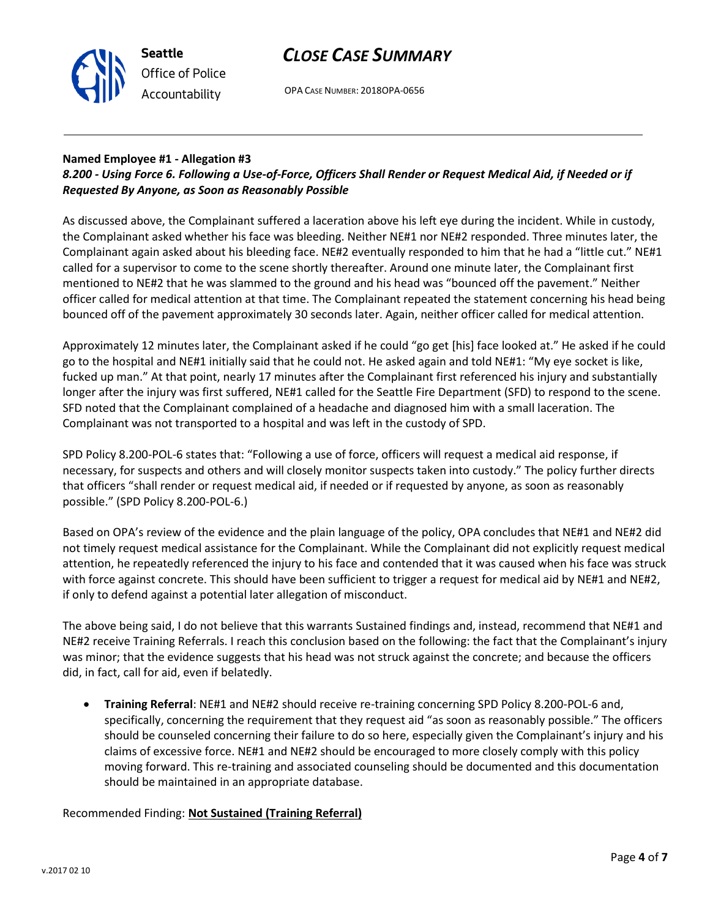**Named Employee #1 - Allegation #3**
***8.200 - Using Force 6. Following a Use-of-Force, Officers Shall Render or Request Medical Aid, if Needed or if Requested By Anyone, as Soon as Reasonably Possible***

As discussed above, the Complainant suffered a laceration above his left eye during the incident. While in custody, the Complainant asked whether his face was bleeding. Neither NE#1 nor NE#2 responded. Three minutes later, the Complainant again asked about his bleeding face. NE#2 eventually responded to him that he had a "little cut." NE#1 called for a supervisor to come to the scene shortly thereafter. Around one minute later, the Complainant first mentioned to NE#2 that he was slammed to the ground and his head was "bounced off the pavement." Neither officer called for medical attention at that time. The Complainant repeated the statement concerning his head being bounced off of the pavement approximately 30 seconds later. Again, neither officer called for medical attention.

Approximately 12 minutes later, the Complainant asked if he could "go get [his] face looked at." He asked if he could go to the hospital and NE#1 initially said that he could not. He asked again and told NE#1: "My eye socket is like, fucked up man." At that point, nearly 17 minutes after the Complainant first referenced his injury and substantially longer after the injury was first suffered, NE#1 called for the Seattle Fire Department (SFD) to respond to the scene. SFD noted that the Complainant complained of a headache and diagnosed him with a small laceration. The Complainant was not transported to a hospital and was left in the custody of SPD.

SPD Policy 8.200-POL-6 states that: "Following a use of force, officers will request a medical aid response, if necessary, for suspects and others and will closely monitor suspects taken into custody." The policy further directs that officers "shall render or request medical aid, if needed or if requested by anyone, as soon as reasonably possible." (SPD Policy 8.200-POL-6.)

Based on OPA's review of the evidence and the plain language of the policy, OPA concludes that NE#1 and NE#2 did not timely request medical assistance for the Complainant. While the Complainant did not explicitly request medical attention, he repeatedly referenced the injury to his face and contended that it was caused when his face was struck with force against concrete. This should have been sufficient to trigger a request for medical aid by NE#1 and NE#2, if only to defend against a potential later allegation of misconduct.

The above being said, I do not believe that this warrants Sustained findings and, instead, recommend that NE#1 and NE#2 receive Training Referrals. I reach this conclusion based on the following: the fact that the Complainant's injury was minor; that the evidence suggests that his head was not struck against the concrete; and because the officers did, in fact, call for aid, even if belatedly.

- **Training Referral**: NE#1 and NE#2 should receive re-training concerning SPD Policy 8.200-POL-6 and, specifically, concerning the requirement that they request aid "as soon as reasonably possible." The officers should be counseled concerning their failure to do so here, especially given the Complainant's injury and his claims of excessive force. NE#1 and NE#2 should be encouraged to more closely comply with this policy moving forward. This re-training and associated counseling should be documented and this documentation should be maintained in an appropriate database.

Recommended Finding: **Not Sustained (Training Referral)**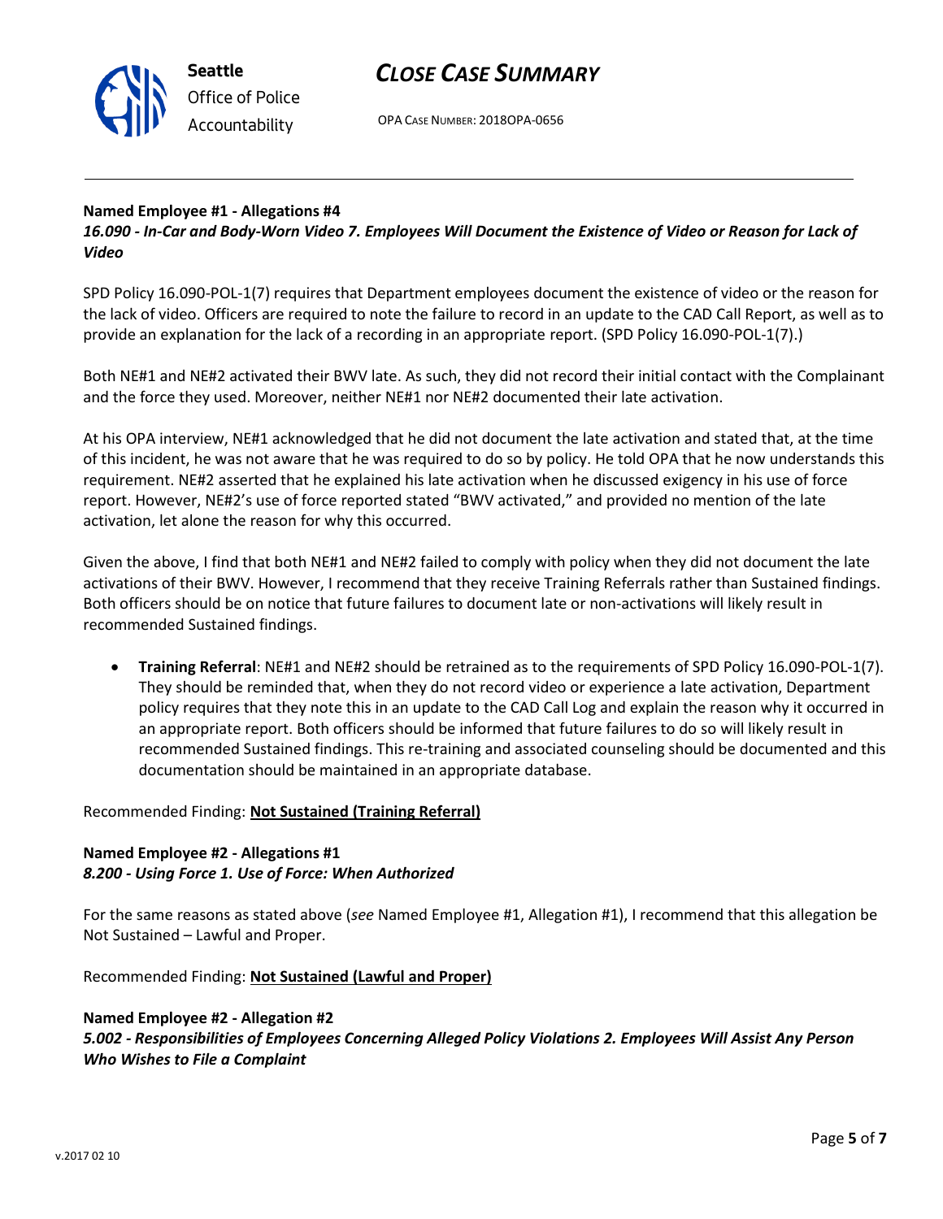**Named Employee #1 - Allegations #4**
***16.090 - In-Car and Body-Worn Video 7. Employees Will Document the Existence of Video or Reason for Lack of Video***

SPD Policy 16.090-POL-1(7) requires that Department employees document the existence of video or the reason for the lack of video. Officers are required to note the failure to record in an update to the CAD Call Report, as well as to provide an explanation for the lack of a recording in an appropriate report. (SPD Policy 16.090-POL-1(7).)

Both NE#1 and NE#2 activated their BWV late. As such, they did not record their initial contact with the Complainant and the force they used. Moreover, neither NE#1 nor NE#2 documented their late activation.

At his OPA interview, NE#1 acknowledged that he did not document the late activation and stated that, at the time of this incident, he was not aware that he was required to do so by policy. He told OPA that he now understands this requirement. NE#2 asserted that he explained his late activation when he discussed exigency in his use of force report. However, NE#2's use of force reported stated "BWV activated," and provided no mention of the late activation, let alone the reason for why this occurred.

Given the above, I find that both NE#1 and NE#2 failed to comply with policy when they did not document the late activations of their BWV. However, I recommend that they receive Training Referrals rather than Sustained findings. Both officers should be on notice that future failures to document late or non-activations will likely result in recommended Sustained findings.

- **Training Referral**: NE#1 and NE#2 should be retrained as to the requirements of SPD Policy 16.090-POL-1(7). They should be reminded that, when they do not record video or experience a late activation, Department policy requires that they note this in an update to the CAD Call Log and explain the reason why it occurred in an appropriate report. Both officers should be informed that future failures to do so will likely result in recommended Sustained findings. This re-training and associated counseling should be documented and this documentation should be maintained in an appropriate database.

Recommended Finding: **Not Sustained (Training Referral)**

**Named Employee #2 - Allegations #1**
***8.200 - Using Force 1. Use of Force: When Authorized***

For the same reasons as stated above (*see* Named Employee #1, Allegation #1), I recommend that this allegation be Not Sustained – Lawful and Proper.

Recommended Finding: **Not Sustained (Lawful and Proper)**

**Named Employee #2 - Allegation #2**
***5.002 - Responsibilities of Employees Concerning Alleged Policy Violations 2. Employees Will Assist Any Person Who Wishes to File a Complaint***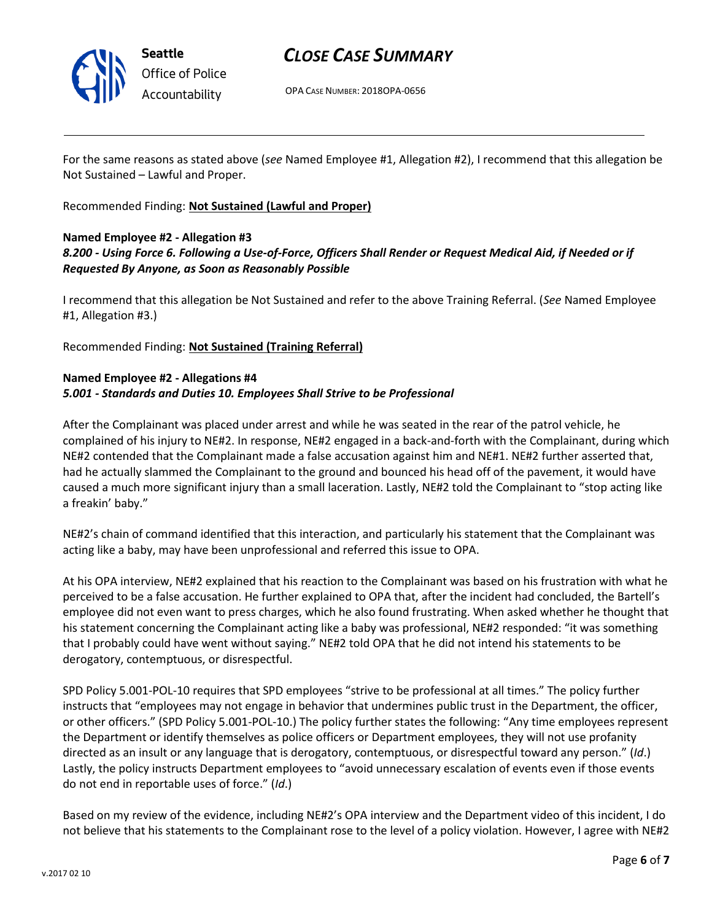For the same reasons as stated above (*see* Named Employee #1, Allegation #2), I recommend that this allegation be Not Sustained – Lawful and Proper.

Recommended Finding: **Not Sustained (Lawful and Proper)**

**Named Employee #2 - Allegation #3**
***8.200 - Using Force 6. Following a Use-of-Force, Officers Shall Render or Request Medical Aid, if Needed or if Requested By Anyone, as Soon as Reasonably Possible***

I recommend that this allegation be Not Sustained and refer to the above Training Referral. (*See* Named Employee #1, Allegation #3.)

Recommended Finding: **Not Sustained (Training Referral)**

**Named Employee #2 - Allegations #4**
***5.001 - Standards and Duties 10. Employees Shall Strive to be Professional***

After the Complainant was placed under arrest and while he was seated in the rear of the patrol vehicle, he complained of his injury to NE#2. In response, NE#2 engaged in a back-and-forth with the Complainant, during which NE#2 contended that the Complainant made a false accusation against him and NE#1. NE#2 further asserted that, had he actually slammed the Complainant to the ground and bounced his head off of the pavement, it would have caused a much more significant injury than a small laceration. Lastly, NE#2 told the Complainant to "stop acting like a freakin' baby."

NE#2's chain of command identified that this interaction, and particularly his statement that the Complainant was acting like a baby, may have been unprofessional and referred this issue to OPA.

At his OPA interview, NE#2 explained that his reaction to the Complainant was based on his frustration with what he perceived to be a false accusation. He further explained to OPA that, after the incident had concluded, the Bartell's employee did not even want to press charges, which he also found frustrating. When asked whether he thought that his statement concerning the Complainant acting like a baby was professional, NE#2 responded: "it was something that I probably could have went without saying." NE#2 told OPA that he did not intend his statements to be derogatory, contemptuous, or disrespectful.

SPD Policy 5.001-POL-10 requires that SPD employees "strive to be professional at all times." The policy further instructs that "employees may not engage in behavior that undermines public trust in the Department, the officer, or other officers." (SPD Policy 5.001-POL-10.) The policy further states the following: "Any time employees represent the Department or identify themselves as police officers or Department employees, they will not use profanity directed as an insult or any language that is derogatory, contemptuous, or disrespectful toward any person." (*Id*.) Lastly, the policy instructs Department employees to "avoid unnecessary escalation of events even if those events do not end in reportable uses of force." (*Id*.)

Based on my review of the evidence, including NE#2's OPA interview and the Department video of this incident, I do not believe that his statements to the Complainant rose to the level of a policy violation. However, I agree with NE#2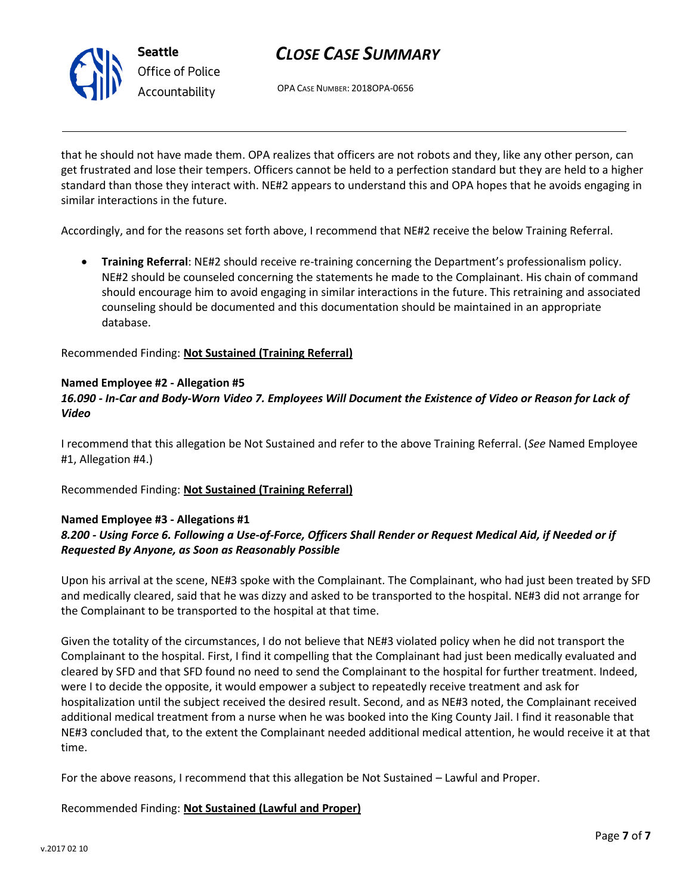that he should not have made them. OPA realizes that officers are not robots and they, like any other person, can get frustrated and lose their tempers. Officers cannot be held to a perfection standard but they are held to a higher standard than those they interact with. NE#2 appears to understand this and OPA hopes that he avoids engaging in similar interactions in the future.

Accordingly, and for the reasons set forth above, I recommend that NE#2 receive the below Training Referral.

- **Training Referral**: NE#2 should receive re-training concerning the Department's professionalism policy. NE#2 should be counseled concerning the statements he made to the Complainant. His chain of command should encourage him to avoid engaging in similar interactions in the future. This retraining and associated counseling should be documented and this documentation should be maintained in an appropriate database.

Recommended Finding: **Not Sustained (Training Referral)**

**Named Employee #2 - Allegation #5**
***16.090 - In-Car and Body-Worn Video 7. Employees Will Document the Existence of Video or Reason for Lack of Video***

I recommend that this allegation be Not Sustained and refer to the above Training Referral. (*See* Named Employee #1, Allegation #4.)

Recommended Finding: **Not Sustained (Training Referral)**

**Named Employee #3 - Allegations #1**
***8.200 - Using Force 6. Following a Use-of-Force, Officers Shall Render or Request Medical Aid, if Needed or if Requested By Anyone, as Soon as Reasonably Possible***

Upon his arrival at the scene, NE#3 spoke with the Complainant. The Complainant, who had just been treated by SFD and medically cleared, said that he was dizzy and asked to be transported to the hospital. NE#3 did not arrange for the Complainant to be transported to the hospital at that time.

Given the totality of the circumstances, I do not believe that NE#3 violated policy when he did not transport the Complainant to the hospital. First, I find it compelling that the Complainant had just been medically evaluated and cleared by SFD and that SFD found no need to send the Complainant to the hospital for further treatment. Indeed, were I to decide the opposite, it would empower a subject to repeatedly receive treatment and ask for hospitalization until the subject received the desired result. Second, and as NE#3 noted, the Complainant received additional medical treatment from a nurse when he was booked into the King County Jail. I find it reasonable that NE#3 concluded that, to the extent the Complainant needed additional medical attention, he would receive it at that time.

For the above reasons, I recommend that this allegation be Not Sustained – Lawful and Proper.

Recommended Finding: **Not Sustained (Lawful and Proper)**